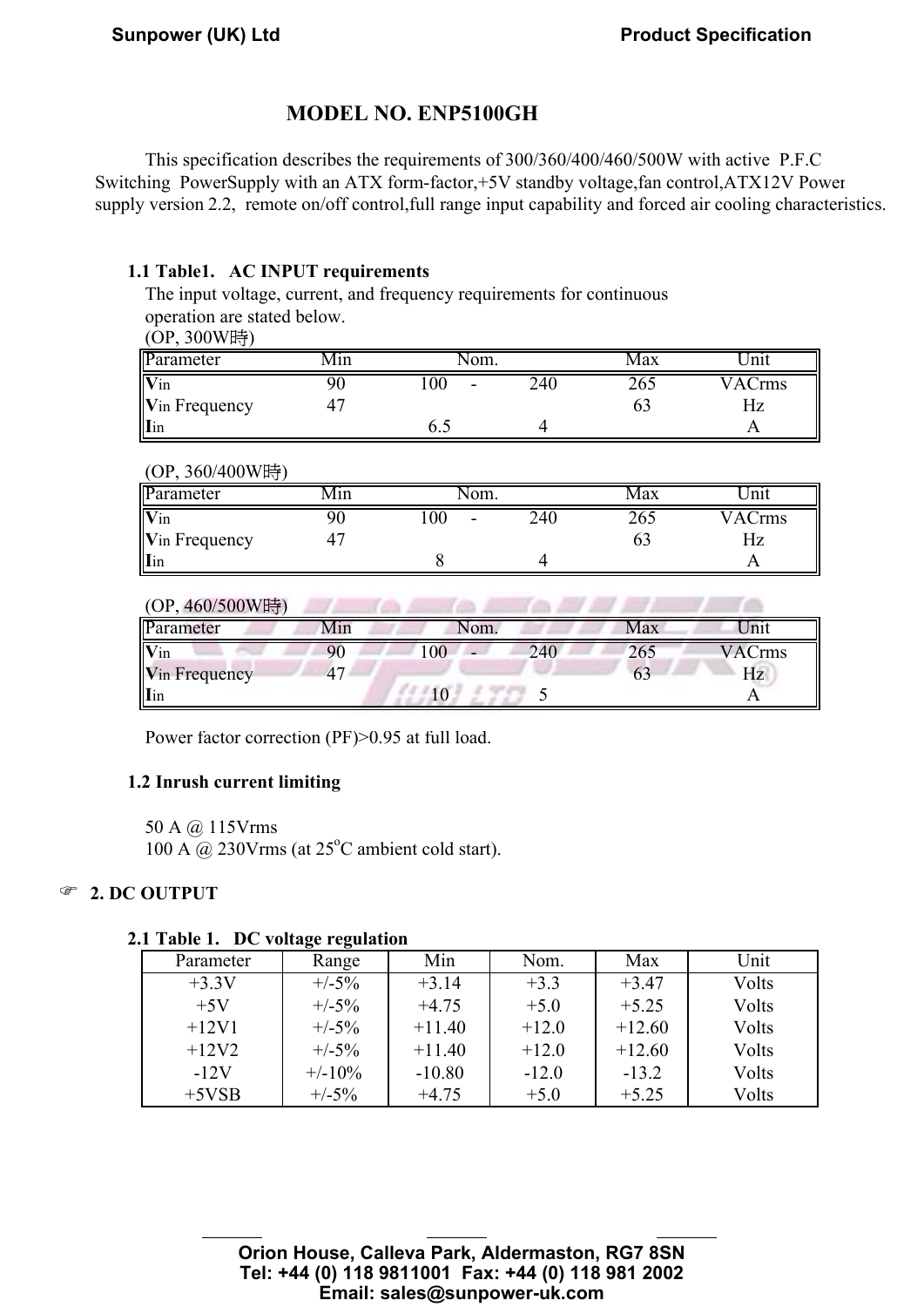## MODEL NO. ENP5100GH

This specification describes the requirements of 300/360/400/460/500W with active P.F.C Switching PowerSupply with an ATX form-factor,+5V standby voltage,fan control,ATX12V Power supply version 2.2, remote on/off control,full range input capability and forced air cooling characteristics.

### 1.1 Table1. AC INPUT requirements

The input voltage, current, and frequency requirements for continuous operation are stated below.

(OP, 300W時)

| Parameter | Min | Nom. | | | Max | Unit |
|---|---|---|---|---|---|---|
| $V_{in}$ | 90 | 100 | - | 240 | 265 | VACrms |
| $V_{in}$ Frequency | 47 | | | | 63 | Hz |
| $I_{in}$ | | 6.5 | | 4 | | A |

(OP, 360/400W時)

| Parameter | Min | Nom. | | | Max | Unit |
|---|---|---|---|---|---|---|
| $V_{in}$ | 90 | 100 | - | 240 | 265 | VACrms |
| $V_{in}$ Frequency | 47 | | | | 63 | Hz |
| $I_{in}$ | | 8 | | 4 | | A |

(OP, 460/500W時)

| Parameter | Min | Nom. | | | Max | Unit |
|---|---|---|---|---|---|---|
| $V_{in}$ | 90 | 100 | - | 240 | 265 | VACrms |
| $V_{in}$ Frequency | 47 | | | | 63 | Hz |
| $I_{in}$ | | 10 | | 5 | | A |

Power factor correction (PF)>0.95 at full load.

### 1.2 Inrush current limiting

50 A @ 115Vrms
100 A @ 230Vrms (at 25°C ambient cold start).

## 2. DC OUTPUT

### 2.1 Table 1. DC voltage regulation

| Parameter | Range | Min | Nom. | Max | Unit |
|---|---|---|---|---|---|
| +3.3V | +/-5% | +3.14 | +3.3 | +3.47 | Volts |
| +5V | +/-5% | +4.75 | +5.0 | +5.25 | Volts |
| +12V1 | +/-5% | +11.40 | +12.0 | +12.60 | Volts |
| +12V2 | +/-5% | +11.40 | +12.0 | +12.60 | Volts |
| -12V | +/-10% | -10.80 | -12.0 | -13.2 | Volts |
| +5VSB | +/-5% | +4.75 | +5.0 | +5.25 | Volts |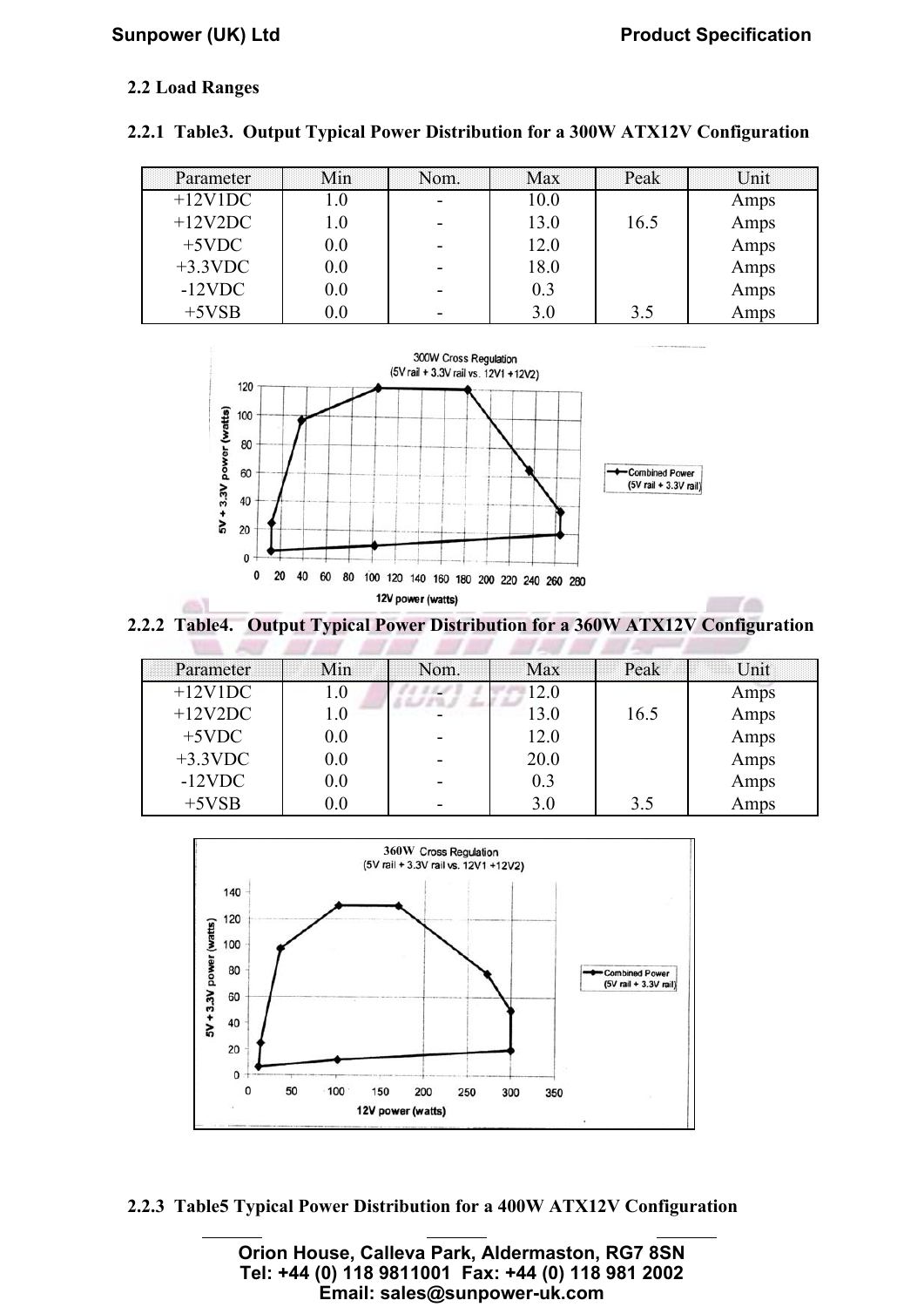### 2.2 Load Ranges

#### 2.2.1 Table3. Output Typical Power Distribution for a 300W ATX12V Configuration

| Parameter | Min | Nom. | Max | Peak | Unit |
|---|---|---|---|---|---|
| +12V1DC | 1.0 | - | 10.0 | | Amps |
| +12V2DC | 1.0 | - | 13.0 | 16.5 | Amps |
| +5VDC | 0.0 | - | 12.0 | | Amps |
| +3.3VDC | 0.0 | - | 18.0 | | Amps |
| -12VDC | 0.0 | - | 0.3 | | Amps |
| +5VSB | 0.0 | - | 3.0 | 3.5 | Amps |

300W Cross Regulation (5V rail + 3.3V rail vs. 12V1 +12V2)

#### 2.2.2 Table4. Output Typical Power Distribution for a 360W ATX12V Configuration

| Parameter | Min | Nom. | Max | Peak | Unit |
|---|---|---|---|---|---|
| +12V1DC | 1.0 | - | 12.0 | | Amps |
| +12V2DC | 1.0 | - | 13.0 | 16.5 | Amps |
| +5VDC | 0.0 | - | 12.0 | | Amps |
| +3.3VDC | 0.0 | - | 20.0 | | Amps |
| -12VDC | 0.0 | - | 0.3 | | Amps |
| +5VSB | 0.0 | - | 3.0 | 3.5 | Amps |

360W Cross Regulation (5V rail + 3.3V rail vs. 12V1 +12V2)

#### 2.2.3 Table5 Typical Power Distribution for a 400W ATX12V Configuration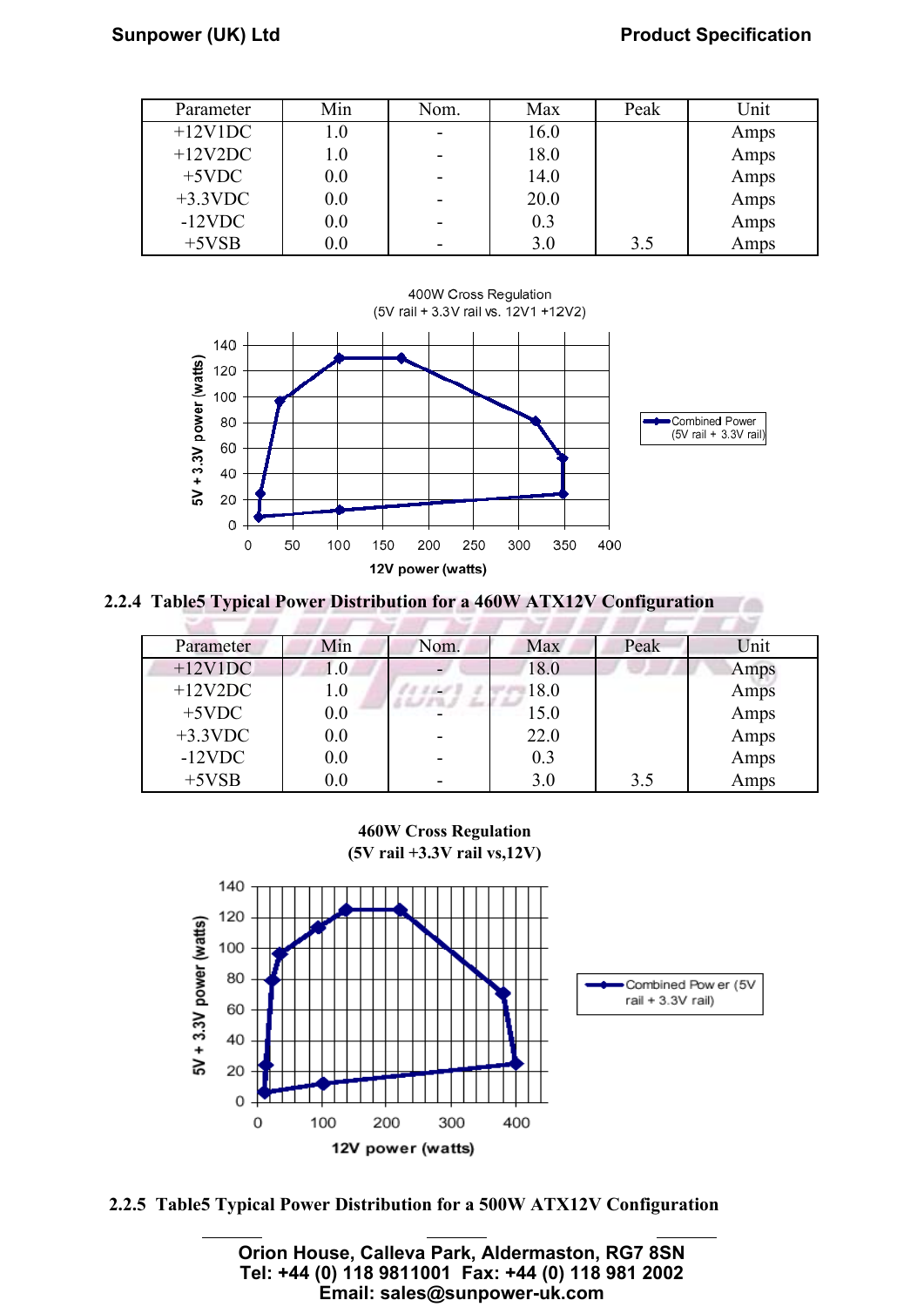| Parameter | Min | Nom. | Max | Peak | Unit |
|---|---|---|---|---|---|
| +12V1DC | 1.0 | - | 16.0 | | Amps |
| +12V2DC | 1.0 | - | 18.0 | | Amps |
| +5VDC | 0.0 | - | 14.0 | | Amps |
| +3.3VDC | 0.0 | - | 20.0 | | Amps |
| -12VDC | 0.0 | - | 0.3 | | Amps |
| +5VSB | 0.0 | - | 3.0 | 3.5 | Amps |

400W Cross Regulation
(5V rail + 3.3V rail vs. 12V1 +12V2)

### 2.2.4 Table5 Typical Power Distribution for a 460W ATX12V Configuration

| Parameter | Min | Nom. | Max | Peak | Unit |
|---|---|---|---|---|---|
| +12V1DC | 1.0 | - | 18.0 | | Amps |
| +12V2DC | 1.0 | - | 18.0 | | Amps |
| +5VDC | 0.0 | - | 15.0 | | Amps |
| +3.3VDC | 0.0 | - | 22.0 | | Amps |
| -12VDC | 0.0 | - | 0.3 | | Amps |
| +5VSB | 0.0 | - | 3.0 | 3.5 | Amps |

460W Cross Regulation
(5V rail +3.3V rail vs,12V)

### 2.2.5 Table5 Typical Power Distribution for a 500W ATX12V Configuration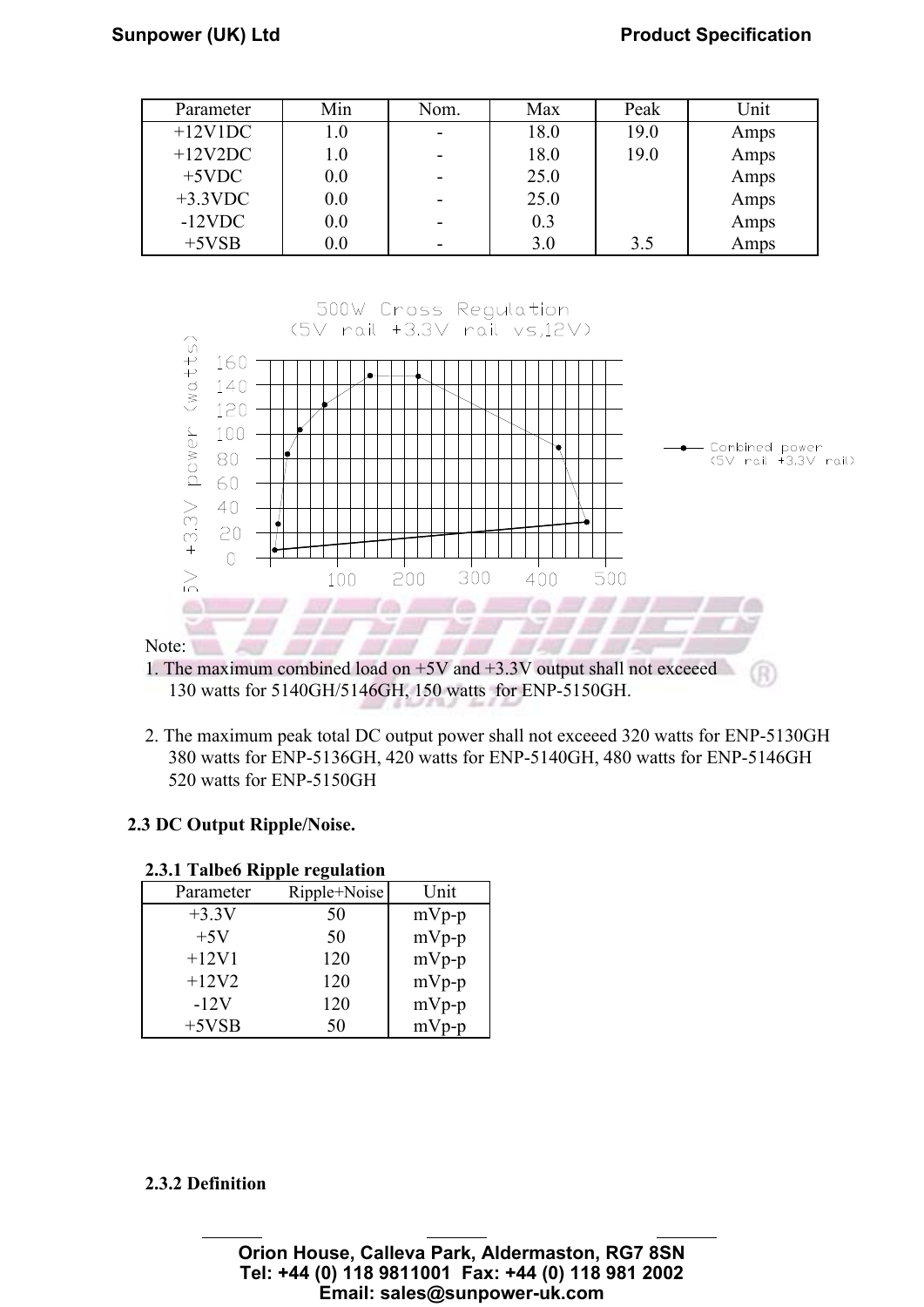| Parameter | Min | Nom. | Max | Peak | Unit |
|---|---|---|---|---|---|
| +12V1DC | 1.0 | - | 18.0 | 19.0 | Amps |
| +12V2DC | 1.0 | - | 18.0 | 19.0 | Amps |
| +5VDC | 0.0 | - | 25.0 | | Amps |
| +3.3VDC | 0.0 | - | 25.0 | | Amps |
| -12VDC | 0.0 | - | 0.3 | | Amps |
| +5VSB | 0.0 | - | 3.0 | 3.5 | Amps |

Note:

1. The maximum combined load on +5V and +3.3V output shall not exceeed 130 watts for 5140GH/5146GH, 150 watts for ENP-5150GH.

2. The maximum peak total DC output power shall not exceeed 320 watts for ENP-5130GH 380 watts for ENP-5136GH, 420 watts for ENP-5140GH, 480 watts for ENP-5146GH 520 watts for ENP-5150GH

### 2.3 DC Output Ripple/Noise.

#### 2.3.1 Talbe6 Ripple regulation

| Parameter | Ripple+Noise | Unit |
|---|---|---|
| +3.3V | 50 | mVp-p |
| +5V | 50 | mVp-p |
| +12V1 | 120 | mVp-p |
| +12V2 | 120 | mVp-p |
| -12V | 120 | mVp-p |
| +5VSB | 50 | mVp-p |

#### 2.3.2 Definition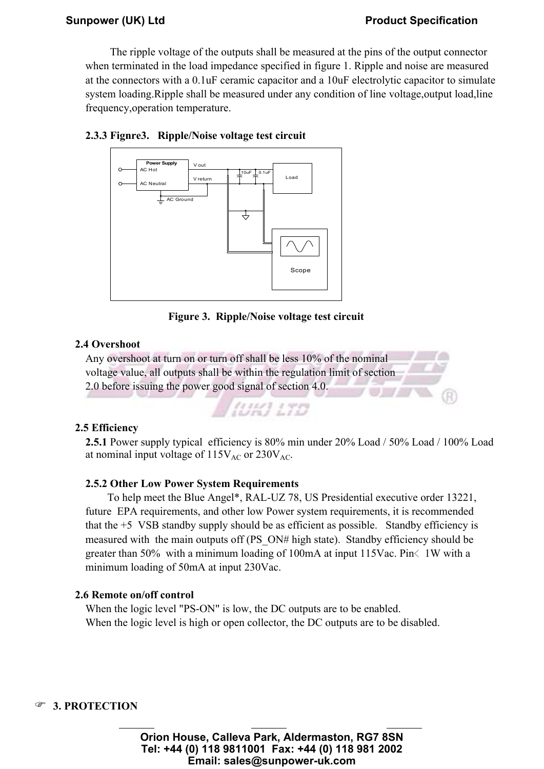The ripple voltage of the outputs shall be measured at the pins of the output connector when terminated in the load impedance specified in figure 1. Ripple and noise are measured at the connectors with a 0.1uF ceramic capacitor and a 10uF electrolytic capacitor to simulate system loading.Ripple shall be measured under any condition of line voltage,output load,line frequency,operation temperature.

**2.3.3 Fignre3. Ripple/Noise voltage test circuit**

**Figure 3. Ripple/Noise voltage test circuit**

**2.4 Overshoot**

Any overshoot at turn on or turn off shall be less 10% of the nominal voltage value, all outputs shall be within the regulation limit of section 2.0 before issuing the power good signal of section 4.0.

**2.5 Efficiency**

**2.5.1** Power supply typical efficiency is 80% min under 20% Load / 50% Load / 100% Load at nominal input voltage of 115$V_{AC}$ or 230$V_{AC}$.

**2.5.2 Other Low Power System Requirements**

To help meet the Blue Angel*, RAL-UZ 78, US Presidential executive order 13221, future EPA requirements, and other low Power system requirements, it is recommended that the +5 VSB standby supply should be as efficient as possible. Standby efficiency is measured with the main outputs off (PS_ON# high state). Standby efficiency should be greater than 50% with a minimum loading of 100mA at input 115Vac. Pin< 1W with a minimum loading of 50mA at input 230Vac.

**2.6 Remote on/off control**

When the logic level "PS-ON" is low, the DC outputs are to be enabled.
When the logic level is high or open collector, the DC outputs are to be disabled.

**3. PROTECTION**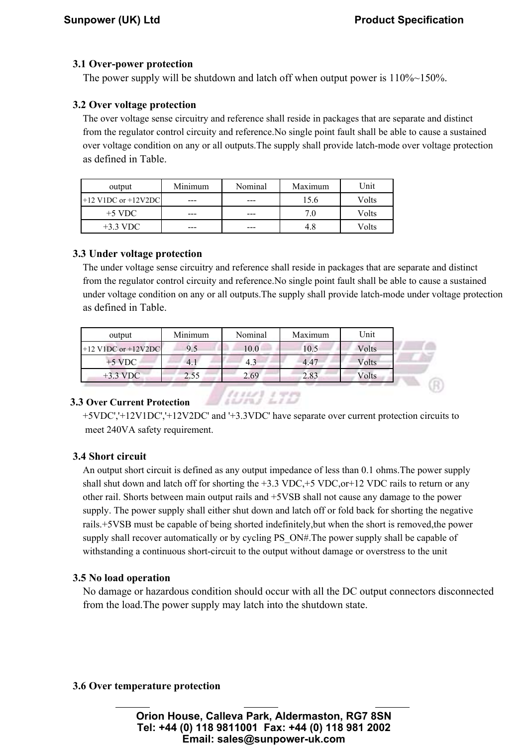### 3.1 Over-power protection

The power supply will be shutdown and latch off when output power is 110%~150%.

### 3.2 Over voltage protection

The over voltage sense circuitry and reference shall reside in packages that are separate and distinct from the regulator control circuitry and reference.No single point fault shall be able to cause a sustained over voltage condition on any or all outputs.The supply shall provide latch-mode over voltage protection as defined in Table.

| output | Minimum | Nominal | Maximum | Unit |
|---|---|---|---|---|
| +12 V1DC or +12V2DC | --- | --- | 15.6 | Volts |
| +5 VDC | --- | --- | 7.0 | Volts |
| +3.3 VDC | --- | --- | 4.8 | Volts |

### 3.3 Under voltage protection

The under voltage sense circuitry and reference shall reside in packages that are separate and distinct from the regulator control circuitry and reference.No single point fault shall be able to cause a sustained under voltage condition on any or all outputs.The supply shall provide latch-mode under voltage protection as defined in Table.

| output | Minimum | Nominal | Maximum | Unit |
|---|---|---|---|---|
| +12 V1DC or +12V2DC | 9.5 | 10.0 | 10.5 | Volts |
| +5 VDC | 4.1 | 4.3 | 4.47 | Volts |
| +3.3 VDC | 2.55 | 2.69 | 2.83 | Volts |

### 3.3 Over Current Protection

+5VDC','+12V1DC','+12V2DC' and '+3.3VDC' have separate over current protection circuits to meet 240VA safety requirement.

### 3.4 Short circuit

An output short circuit is defined as any output impedance of less than 0.1 ohms.The power supply shall shut down and latch off for shorting the +3.3 VDC,+5 VDC,or+12 VDC rails to return or any other rail. Shorts between main output rails and +5VSB shall not cause any damage to the power supply. The power supply shall either shut down and latch off or fold back for shorting the negative rails.+5VSB must be capable of being shorted indefinitely,but when the short is removed,the power supply shall recover automatically or by cycling PS_ON#.The power supply shall be capable of withstanding a continuous short-circuit to the output without damage or overstress to the unit

### 3.5 No load operation

No damage or hazardous condition should occur with all the DC output connectors disconnected from the load.The power supply may latch into the shutdown state.

### 3.6 Over temperature protection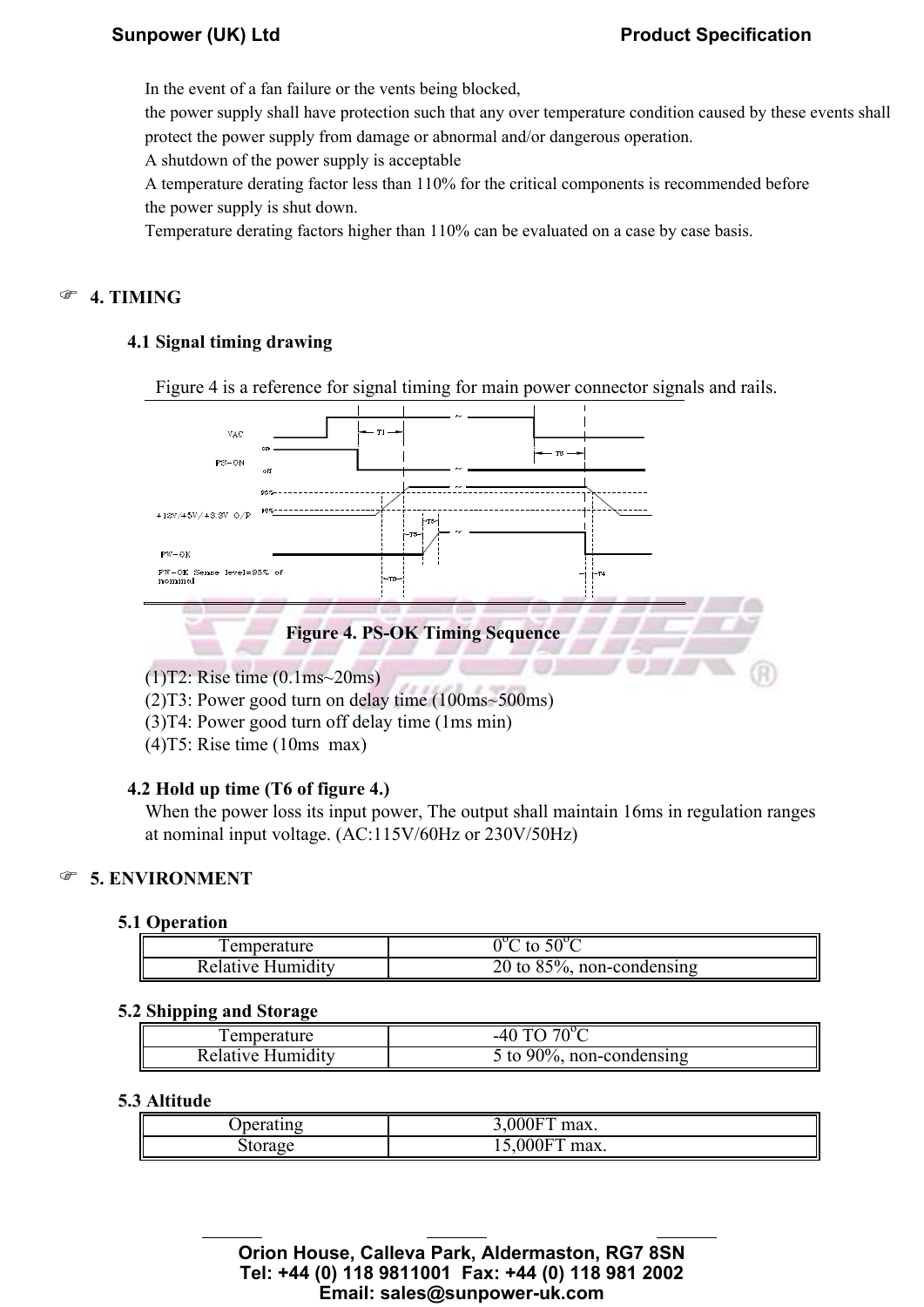In the event of a fan failure or the vents being blocked,
the power supply shall have protection such that any over temperature condition caused by these events shall protect the power supply from damage or abnormal and/or dangerous operation.
A shutdown of the power supply is acceptable
A temperature derating factor less than 110% for the critical components is recommended before the power supply is shut down.
Temperature derating factors higher than 110% can be evaluated on a case by case basis.

## 4. TIMING

### 4.1 Signal timing drawing

Figure 4 is a reference for signal timing for main power connector signals and rails.

**Figure 4. PS-OK Timing Sequence**

(1)T2: Rise time (0.1ms~20ms)
(2)T3: Power good turn on delay time (100ms~500ms)
(3)T4: Power good turn off delay time (1ms min)
(4)T5: Rise time (10ms max)

### 4.2 Hold up time (T6 of figure 4.)

When the power loss its input power, The output shall maintain 16ms in regulation ranges at nominal input voltage. (AC:115V/60Hz or 230V/50Hz)

## 5. ENVIRONMENT

### 5.1 Operation

| | |
|---|---|
| Temperature | $0^{o}C$ to $50^{o}C$ |
| Relative Humidity | 20 to 85%, non-condensing |

### 5.2 Shipping and Storage

| | |
|---|---|
| Temperature | -40 TO $70^{o}C$ |
| Relative Humidity | 5 to 90%, non-condensing |

### 5.3 Altitude

| | |
|---|---|
| Operating | 3,000FT max. |
| Storage | 15,000FT max. |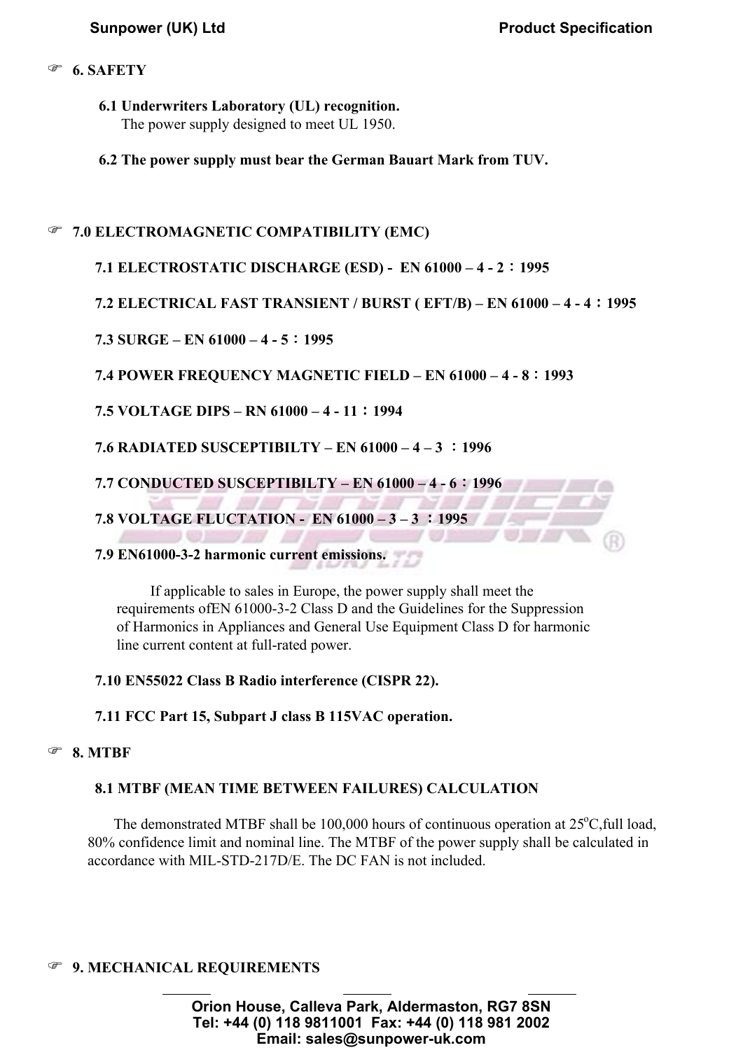## 6. SAFETY

**6.1 Underwriters Laboratory (UL) recognition.**
The power supply designed to meet UL 1950.

**6.2 The power supply must bear the German Bauart Mark from TUV.**

## 7.0 ELECTROMAGNETIC COMPATIBILITY (EMC)

**7.1 ELECTROSTATIC DISCHARGE (ESD) - EN 61000 – 4 - 2：1995**

**7.2 ELECTRICAL FAST TRANSIENT / BURST ( EFT/B) – EN 61000 – 4 - 4：1995**

**7.3 SURGE – EN 61000 – 4 - 5：1995**

**7.4 POWER FREQUENCY MAGNETIC FIELD – EN 61000 – 4 - 8：1993**

**7.5 VOLTAGE DIPS – RN 61000 – 4 - 11：1994**

**7.6 RADIATED SUSCEPTIBILTY – EN 61000 – 4 – 3 ：1996**

**7.7 CONDUCTED SUSCEPTIBILTY – EN 61000 – 4 - 6：1996**

**7.8 VOLTAGE FLUCTATION - EN 61000 – 3 – 3 ：1995**

**7.9 EN61000-3-2 harmonic current emissions.**

If applicable to sales in Europe, the power supply shall meet the requirements ofEN 61000-3-2 Class D and the Guidelines for the Suppression of Harmonics in Appliances and General Use Equipment Class D for harmonic line current content at full-rated power.

**7.10 EN55022 Class B Radio interference (CISPR 22).**

**7.11 FCC Part 15, Subpart J class B 115VAC operation.**

## 8. MTBF

**8.1 MTBF (MEAN TIME BETWEEN FAILURES) CALCULATION**

The demonstrated MTBF shall be 100,000 hours of continuous operation at 25$^{o}$C,full load, 80% confidence limit and nominal line. The MTBF of the power supply shall be calculated in accordance with MIL-STD-217D/E. The DC FAN is not included.

## 9. MECHANICAL REQUIREMENTS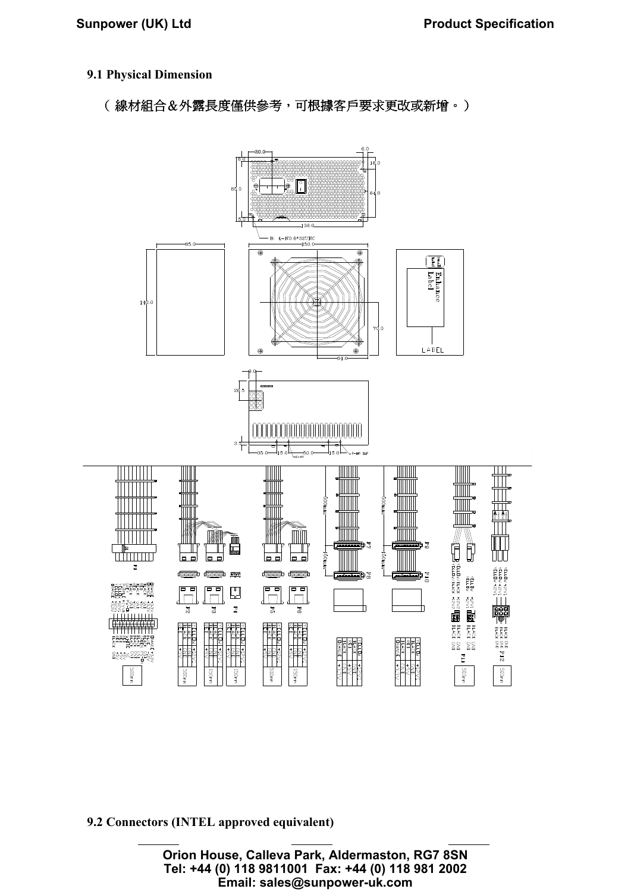## 9.1 Physical Dimension

（ 線材組合＆外露長度僅供參考，可根據客戶要求更改或新增。）

## 9.2 Connectors (INTEL approved equivalent)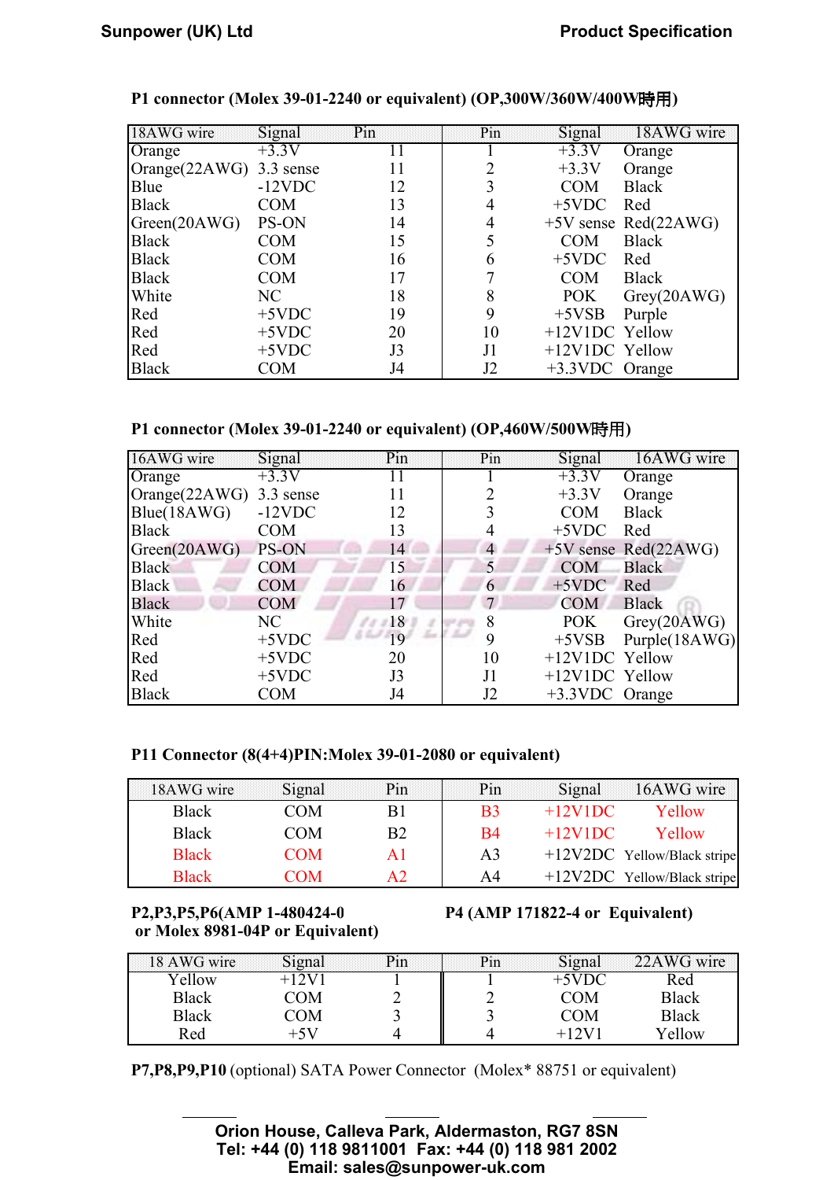**P1 connector (Molex 39-01-2240 or equivalent) (OP,300W/360W/400W時用)**

| 18AWG wire | Signal | Pin | Pin | Signal | 18AWG wire |
|---|---|---|---|---|---|
| Orange | +3.3V | 11 | 1 | +3.3V | Orange |
| Orange(22AWG) | 3.3 sense | 11 | 2 | +3.3V | Orange |
| Blue | -12VDC | 12 | 3 | COM | Black |
| Black | COM | 13 | 4 | +5VDC | Red |
| Green(20AWG) | PS-ON | 14 | 4 | +5V sense | Red(22AWG) |
| Black | COM | 15 | 5 | COM | Black |
| Black | COM | 16 | 6 | +5VDC | Red |
| Black | COM | 17 | 7 | COM | Black |
| White | NC | 18 | 8 | POK | Grey(20AWG) |
| Red | +5VDC | 19 | 9 | +5VSB | Purple |
| Red | +5VDC | 20 | 10 | +12V1DC | Yellow |
| Red | +5VDC | J3 | J1 | +12V1DC | Yellow |
| Black | COM | J4 | J2 | +3.3VDC | Orange |

**P1 connector (Molex 39-01-2240 or equivalent) (OP,460W/500W時用)**

| 16AWG wire | Signal | Pin | Pin | Signal | 16AWG wire |
|---|---|---|---|---|---|
| Orange | +3.3V | 11 | 1 | +3.3V | Orange |
| Orange(22AWG) | 3.3 sense | 11 | 2 | +3.3V | Orange |
| Blue(18AWG) | -12VDC | 12 | 3 | COM | Black |
| Black | COM | 13 | 4 | +5VDC | Red |
| Green(20AWG) | PS-ON | 14 | 4 | +5V sense | Red(22AWG) |
| Black | COM | 15 | 5 | COM | Black |
| Black | COM | 16 | 6 | +5VDC | Red |
| Black | COM | 17 | 7 | COM | Black |
| White | NC | 18 | 8 | POK | Grey(20AWG) |
| Red | +5VDC | 19 | 9 | +5VSB | Purple(18AWG) |
| Red | +5VDC | 20 | 10 | +12V1DC | Yellow |
| Red | +5VDC | J3 | J1 | +12V1DC | Yellow |
| Black | COM | J4 | J2 | +3.3VDC | Orange |

**P11 Connector (8(4+4)PIN:Molex 39-01-2080 or equivalent)**

| 18AWG wire | Signal | Pin | Pin | Signal | 16AWG wire |
|---|---|---|---|---|---|
| Black | COM | B1 | B3 | +12V1DC | Yellow |
| Black | COM | B2 | B4 | +12V1DC | Yellow |
| Black | COM | A1 | A3 | +12V2DC | Yellow/Black stripe |
| Black | COM | A2 | A4 | +12V2DC | Yellow/Black stripe |

**P2,P3,P5,P6(AMP 1-480424-0 or Molex 8981-04P or Equivalent)** | **P4 (AMP 171822-4 or Equivalent)**

| 18 AWG wire | Signal | Pin | Pin | Signal | 22AWG wire |
|---|---|---|---|---|---|
| Yellow | +12V1 | 1 | 1 | +5VDC | Red |
| Black | COM | 2 | 2 | COM | Black |
| Black | COM | 3 | 3 | COM | Black |
| Red | +5V | 4 | 4 | +12V1 | Yellow |

**P7,P8,P9,P10** (optional) SATA Power Connector (Molex* 88751 or equivalent)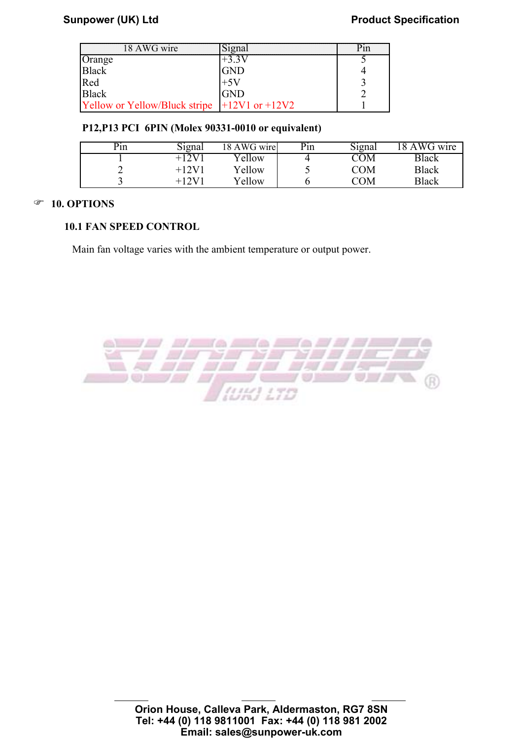| 18 AWG wire | Signal | Pin |
|---|---|---|
| Orange | +3.3V | 5 |
| Black | GND | 4 |
| Red | +5V | 3 |
| Black | GND | 2 |
| Yellow or Yellow/Bluck stripe | +12V1 or +12V2 | 1 |

**P12,P13 PCI 6PIN (Molex 90331-0010 or equivalent)**

| Pin | Signal | 18 AWG wire | Pin | Signal | 18 AWG wire |
|---|---|---|---|---|---|
| 1 | +12V1 | Yellow | 4 | COM | Black |
| 2 | +12V1 | Yellow | 5 | COM | Black |
| 3 | +12V1 | Yellow | 6 | COM | Black |

## 10. OPTIONS

### 10.1 FAN SPEED CONTROL

Main fan voltage varies with the ambient temperature or output power.